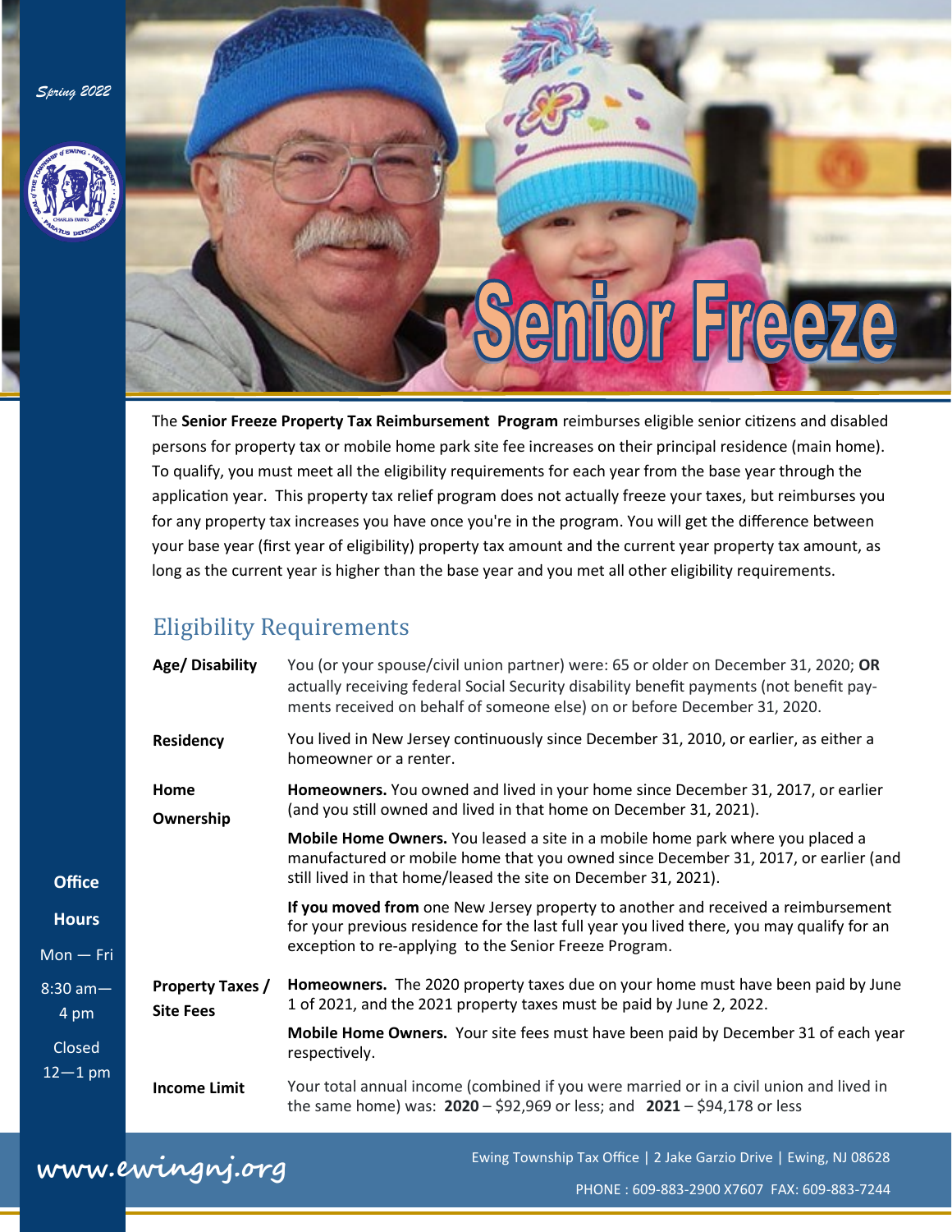*Spring 2022*

# Senior Freeze

The **Senior Freeze Property Tax Reimbursement Program** reimburses eligible senior citizens and disabled persons for property tax or mobile home park site fee increases on their principal residence (main home). To qualify, you must meet all the eligibility requirements for each year from the base year through the application year. This property tax relief program does not actually freeze your taxes, but reimburses you for any property tax increases you have once you're in the program. You will get the difference between your base year (first year of eligibility) property tax amount and the current year property tax amount, as long as the current year is higher than the base year and you met all other eligibility requirements.

## Eligibility Requirements

| | |
|---|---|
| **Age/ Disability** | You (or your spouse/civil union partner) were: 65 or older on December 31, 2020; **OR** actually receiving federal Social Security disability benefit payments (not benefit payments received on behalf of someone else) on or before December 31, 2020. |
| **Residency** | You lived in New Jersey continuously since December 31, 2010, or earlier, as either a homeowner or a renter. |
| **Home Ownership** | **Homeowners.** You owned and lived in your home since December 31, 2017, or earlier (and you still owned and lived in that home on December 31, 2021). |
| | **Mobile Home Owners.** You leased a site in a mobile home park where you placed a manufactured or mobile home that you owned since December 31, 2017, or earlier (and still lived in that home/leased the site on December 31, 2021). |
| | **If you moved from** one New Jersey property to another and received a reimbursement for your previous residence for the last full year you lived there, you may qualify for an exception to re-applying to the Senior Freeze Program. |
| **Property Taxes / Site Fees** | **Homeowners.** The 2020 property taxes due on your home must have been paid by June 1 of 2021, and the 2021 property taxes must be paid by June 2, 2022. |
| | **Mobile Home Owners.** Your site fees must have been paid by December 31 of each year respectively. |
| **Income Limit** | Your total annual income (combined if you were married or in a civil union and lived in the same home) was: **2020** – $92,969 or less; and **2021** – $94,178 or less |

**Office Hours**

Mon — Fri

8:30 am—4 pm

Closed 12—1 pm

**www.ewingnj.org**

Ewing Township Tax Office | 2 Jake Garzio Drive | Ewing, NJ 08628

PHONE : 609-883-2900 X7607 FAX: 609-883-7244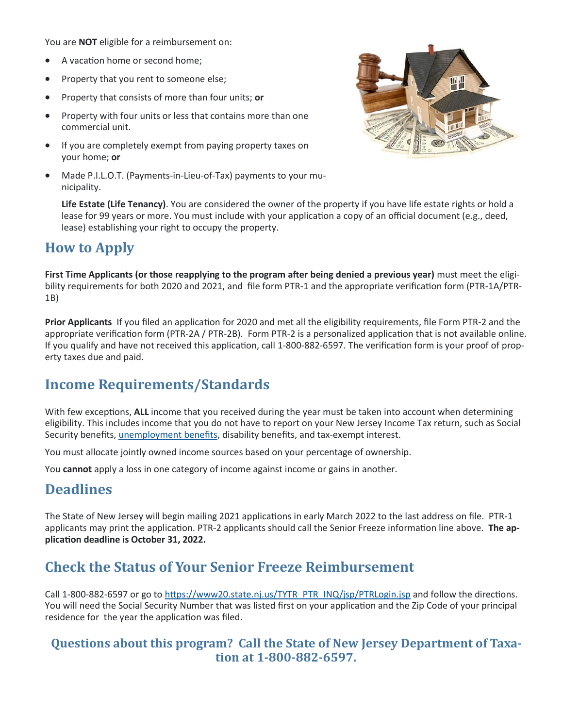You are **NOT** eligible for a reimbursement on:

- A vacation home or second home;
- Property that you rent to someone else;
- Property that consists of more than four units; **or**
- Property with four units or less that contains more than one commercial unit.
- If you are completely exempt from paying property taxes on your home; **or**
- Made P.I.L.O.T. (Payments-in-Lieu-of-Tax) payments to your municipality.

**Life Estate (Life Tenancy)**. You are considered the owner of the property if you have life estate rights or hold a lease for 99 years or more. You must include with your application a copy of an official document (e.g., deed, lease) establishing your right to occupy the property.

## How to Apply

**First Time Applicants (or those reapplying to the program after being denied a previous year)** must meet the eligibility requirements for both 2020 and 2021, and file form PTR-1 and the appropriate verification form (PTR-1A/PTR-1B)

**Prior Applicants** If you filed an application for 2020 and met all the eligibility requirements, file Form PTR-2 and the appropriate verification form (PTR-2A / PTR-2B). Form PTR-2 is a personalized application that is not available online. If you qualify and have not received this application, call 1-800-882-6597. The verification form is your proof of property taxes due and paid.

## Income Requirements/Standards

With few exceptions, **ALL** income that you received during the year must be taken into account when determining eligibility. This includes income that you do not have to report on your New Jersey Income Tax return, such as Social Security benefits, unemployment benefits, disability benefits, and tax-exempt interest.

You must allocate jointly owned income sources based on your percentage of ownership.

You **cannot** apply a loss in one category of income against income or gains in another.

## Deadlines

The State of New Jersey will begin mailing 2021 applications in early March 2022 to the last address on file. PTR-1 applicants may print the application. PTR-2 applicants should call the Senior Freeze information line above. **The application deadline is October 31, 2022.**

## Check the Status of Your Senior Freeze Reimbursement

Call 1-800-882-6597 or go to https://www20.state.nj.us/TYTR_PTR_INQ/jsp/PTRLogin.jsp and follow the directions. You will need the Social Security Number that was listed first on your application and the Zip Code of your principal residence for the year the application was filed.

### Questions about this program? Call the State of New Jersey Department of Taxation at 1-800-882-6597.